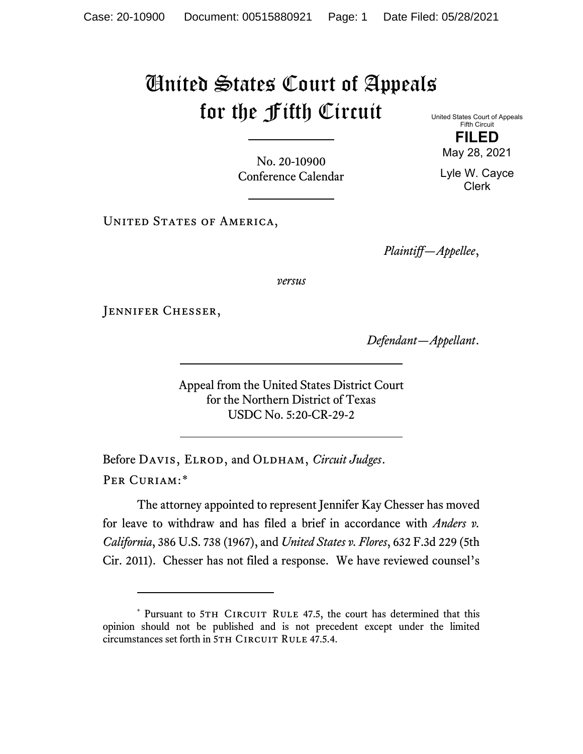# United States Court of Appeals for the Fifth Circuit

United States Court of Appeals
Fifth Circuit

**FILED**

May 28, 2021

Lyle W. Cayce
Clerk

No. 20-10900
Conference Calendar

---

United States of America,

*Plaintiff—Appellee*,

*versus*

Jennifer Chesser,

*Defendant—Appellant*.

---

Appeal from the United States District Court
for the Northern District of Texas
USDC No. 5:20-CR-29-2

---

Before Davis, Elrod, and Oldham, *Circuit Judges*.

Per Curiam:*

The attorney appointed to represent Jennifer Kay Chesser has moved for leave to withdraw and has filed a brief in accordance with *Anders v. California*, 386 U.S. 738 (1967), and *United States v. Flores*, 632 F.3d 229 (5th Cir. 2011). Chesser has not filed a response. We have reviewed counsel's

---

\* Pursuant to 5th Circuit Rule 47.5, the court has determined that this opinion should not be published and is not precedent except under the limited circumstances set forth in 5th Circuit Rule 47.5.4.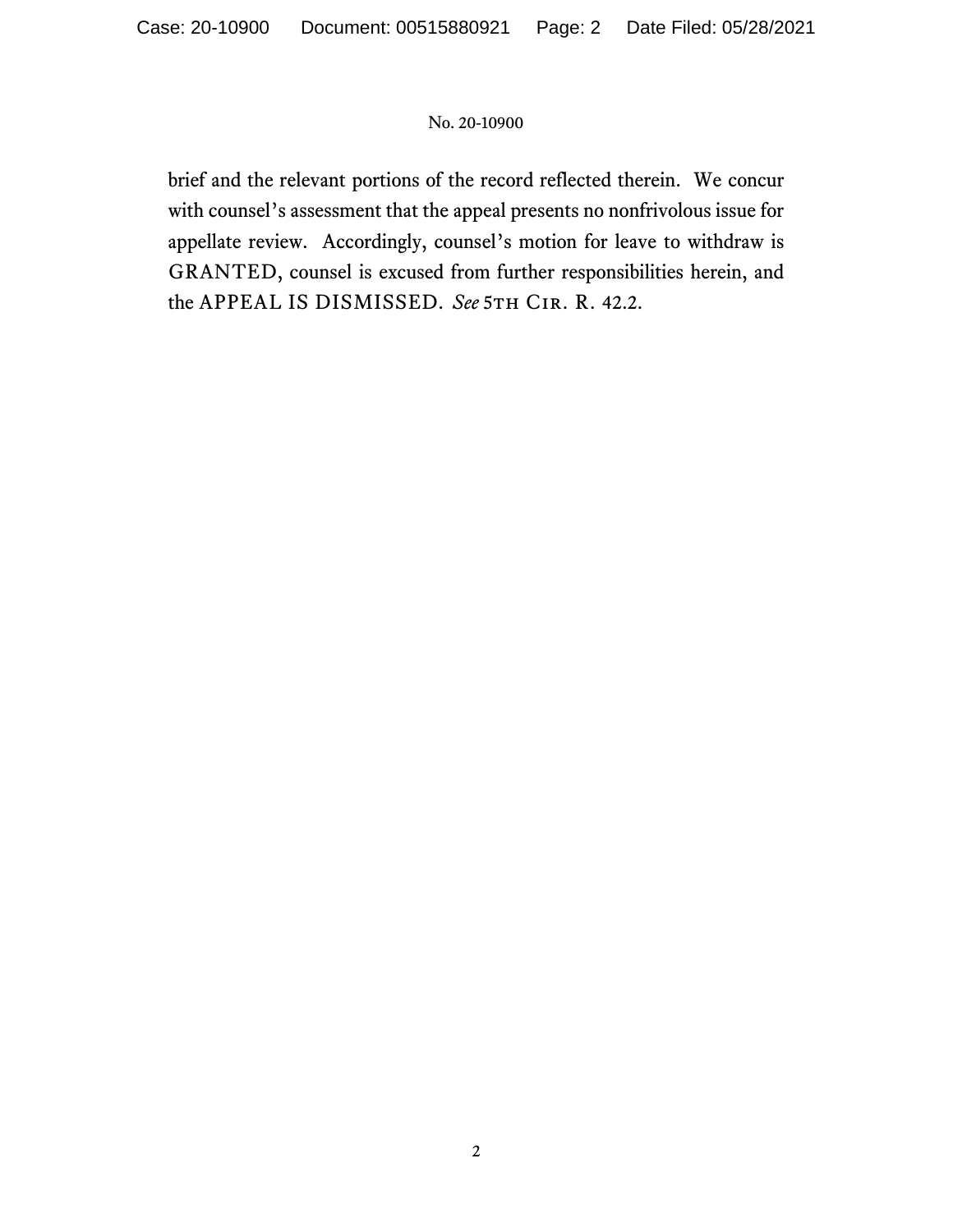brief and the relevant portions of the record reflected therein. We concur with counsel's assessment that the appeal presents no nonfrivolous issue for appellate review. Accordingly, counsel's motion for leave to withdraw is GRANTED, counsel is excused from further responsibilities herein, and the APPEAL IS DISMISSED. *See* 5TH CIR. R. 42.2.